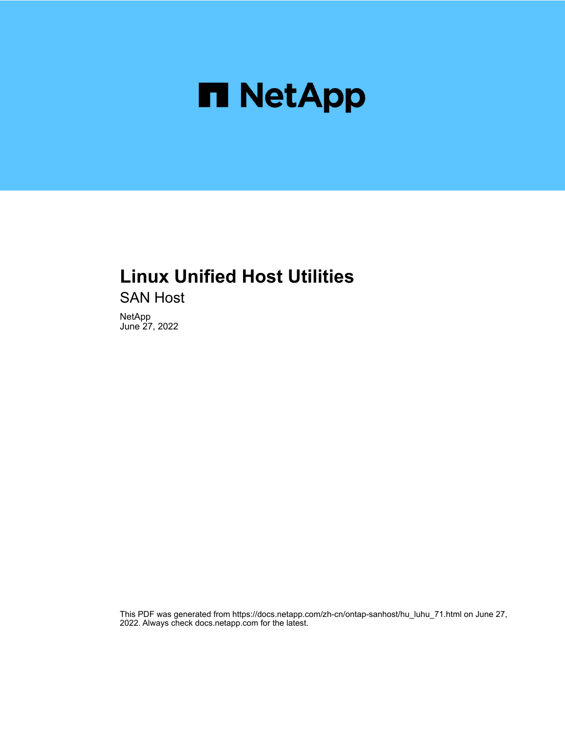NetApp

# Linux Unified Host Utilities

SAN Host

NetApp
June 27, 2022

This PDF was generated from https://docs.netapp.com/zh-cn/ontap-sanhost/hu_luhu_71.html on June 27, 2022. Always check docs.netapp.com for the latest.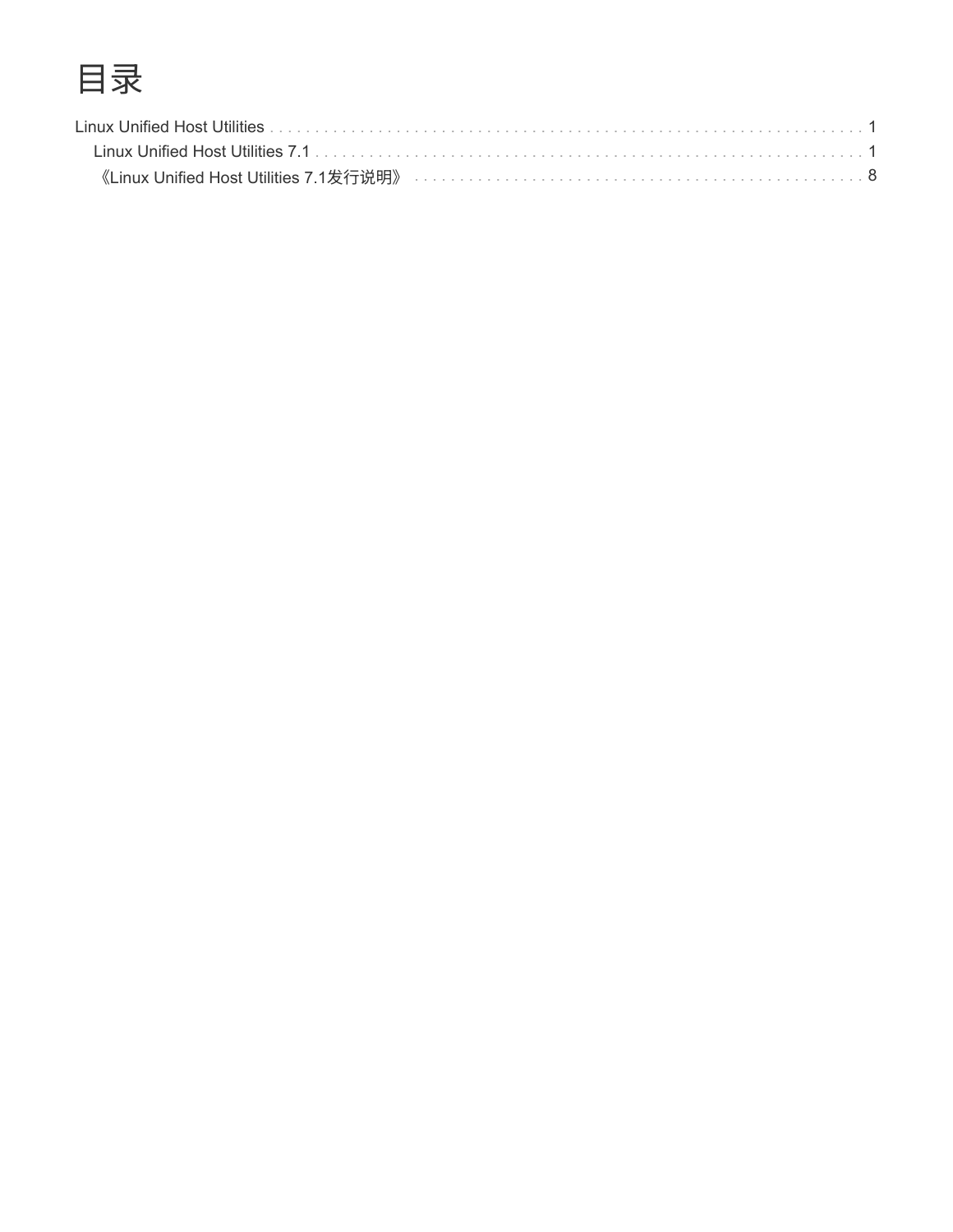# 目录

- Linux Unified Host Utilities . . . . . . . . . . . . . . . . . . . . . . . . . . . . . . . . . . . . . . . . . . . . . . . . . . . . . . . . . . . . . . 1
  - Linux Unified Host Utilities 7.1 . . . . . . . . . . . . . . . . . . . . . . . . . . . . . . . . . . . . . . . . . . . . . . . . . . . . . . . . . . . 1
    - 《Linux Unified Host Utilities 7.1发行说明》 . . . . . . . . . . . . . . . . . . . . . . . . . . . . . . . . . . . . . . . . . . . . . . . 8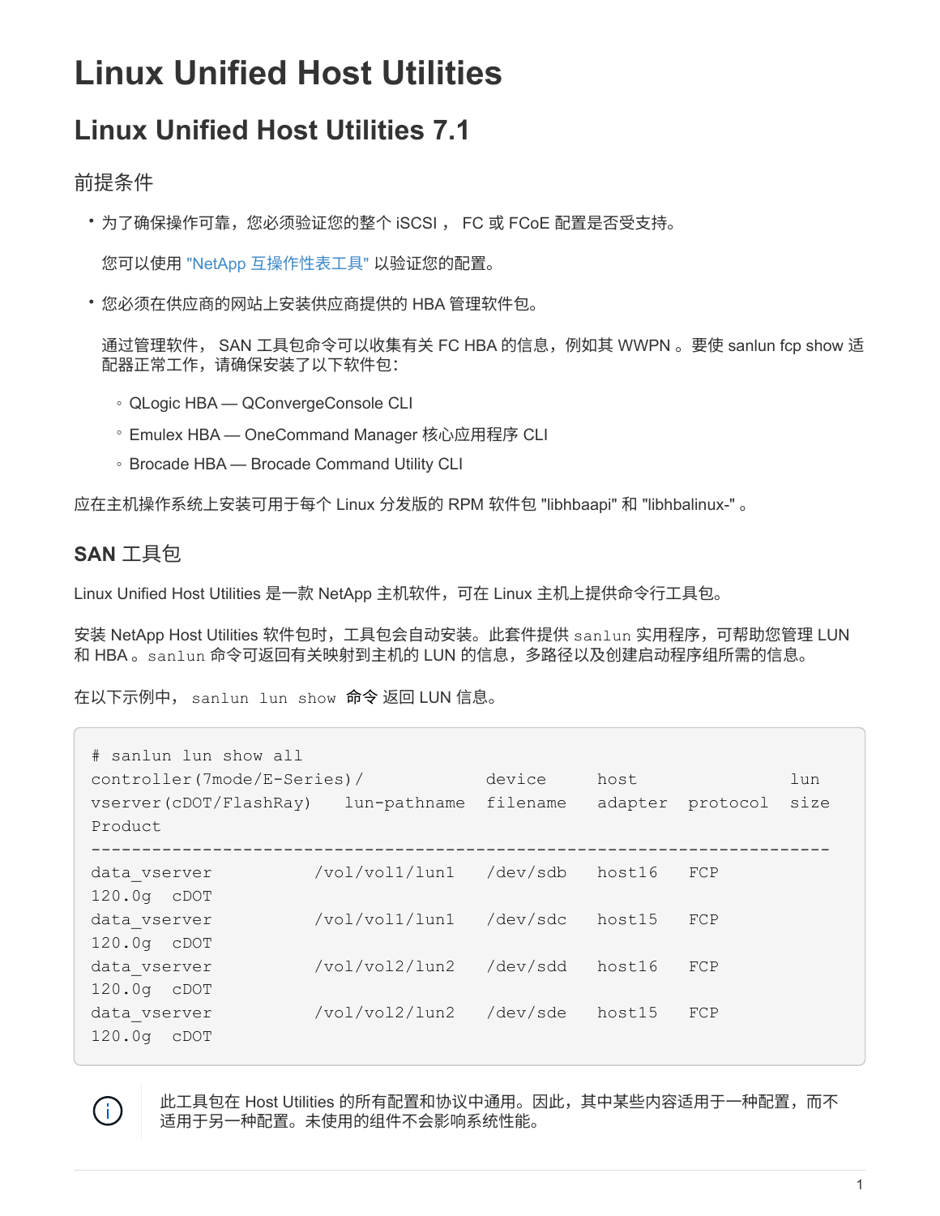# Linux Unified Host Utilities

## Linux Unified Host Utilities 7.1

### 前提条件

- 为了确保操作可靠，您必须验证您的整个 iSCSI ， FC 或 FCoE 配置是否受支持。

  您可以使用 "NetApp 互操作性表工具" 以验证您的配置。

- 您必须在供应商的网站上安装供应商提供的 HBA 管理软件包。

  通过管理软件， SAN 工具包命令可以收集有关 FC HBA 的信息，例如其 WWPN 。要使 sanlun fcp show 适配器正常工作，请确保安装了以下软件包：

  - QLogic HBA — QConvergeConsole CLI
  - Emulex HBA — OneCommand Manager 核心应用程序 CLI
  - Brocade HBA — Brocade Command Utility CLI

应在主机操作系统上安装可用于每个 Linux 分发版的 RPM 软件包 "libhbaapi" 和 "libhbalinux-" 。

### SAN 工具包

Linux Unified Host Utilities 是一款 NetApp 主机软件，可在 Linux 主机上提供命令行工具包。

安装 NetApp Host Utilities 软件包时，工具包会自动安装。此套件提供 `sanlun` 实用程序，可帮助您管理 LUN 和 HBA 。`sanlun` 命令可返回有关映射到主机的 LUN 的信息，多路径以及创建启动程序组所需的信息。

在以下示例中， `sanlun lun show` **命令** 返回 LUN 信息。

```
# sanlun lun show all
controller(7mode/E-Series)/            device     host                  lun
vserver(cDOT/FlashRay)    lun-pathname  filename   adapter   protocol   size
Product
-------------------------------------------------------------------------
data_vserver          /vol/vol1/lun1    /dev/sdb   host16    FCP
120.0g   cDOT
data_vserver          /vol/vol1/lun1    /dev/sdc   host15    FCP
120.0g   cDOT
data_vserver          /vol/vol2/lun2    /dev/sdd   host16    FCP
120.0g   cDOT
data_vserver          /vol/vol2/lun2    /dev/sde   host15    FCP
120.0g   cDOT
```

此工具包在 Host Utilities 的所有配置和协议中通用。因此，其中某些内容适用于一种配置，而不适用于另一种配置。未使用的组件不会影响系统性能。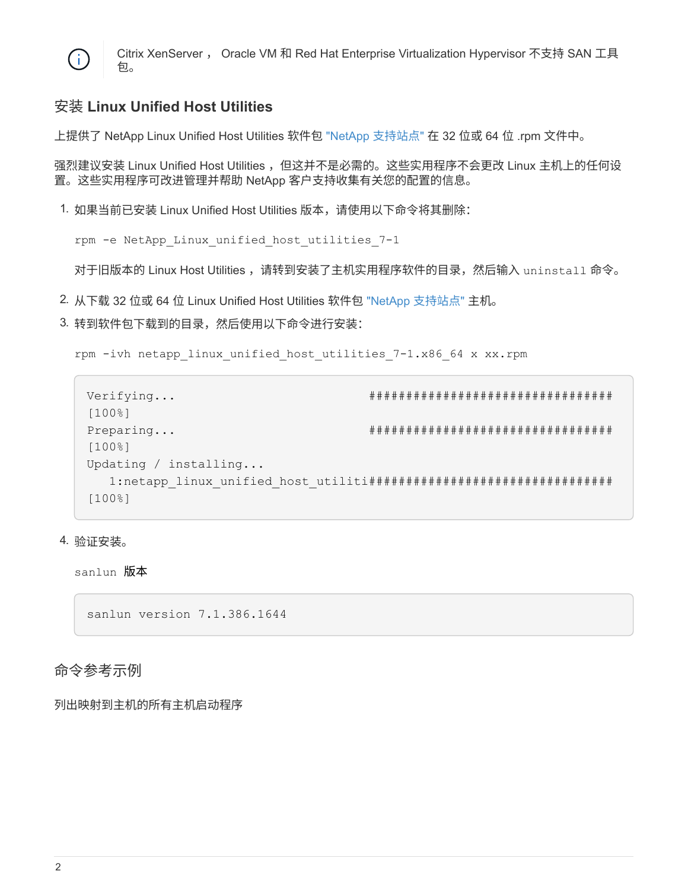> Citrix XenServer ， Oracle VM 和 Red Hat Enterprise Virtualization Hypervisor 不支持 SAN 工具包。

## 安装 Linux Unified Host Utilities

上提供了 NetApp Linux Unified Host Utilities 软件包 "NetApp 支持站点" 在 32 位或 64 位 .rpm 文件中。

强烈建议安装 Linux Unified Host Utilities ，但这并不是必需的。这些实用程序不会更改 Linux 主机上的任何设置。这些实用程序可改进管理并帮助 NetApp 客户支持收集有关您的配置的信息。

1. 如果当前已安装 Linux Unified Host Utilities 版本，请使用以下命令将其删除：

   `rpm -e NetApp_Linux_unified_host_utilities_7-1`

   对于旧版本的 Linux Host Utilities ，请转到安装了主机实用程序软件的目录，然后输入 `uninstall` 命令。

2. 从下载 32 位或 64 位 Linux Unified Host Utilities 软件包 "NetApp 支持站点" 主机。
3. 转到软件包下载到的目录，然后使用以下命令进行安装：

   `rpm -ivh netapp_linux_unified_host_utilities_7-1.x86_64 x xx.rpm`

   ```
   Verifying...                          #################################
   [100%]
   Preparing...                          #################################
   [100%]
   Updating / installing...
      1:netapp_linux_unified_host_utiliti#################################
   [100%]
   ```

4. 验证安装。

   `sanlun` 版本

   ```
   sanlun version 7.1.386.1644
   ```

## 命令参考示例

列出映射到主机的所有主机启动程序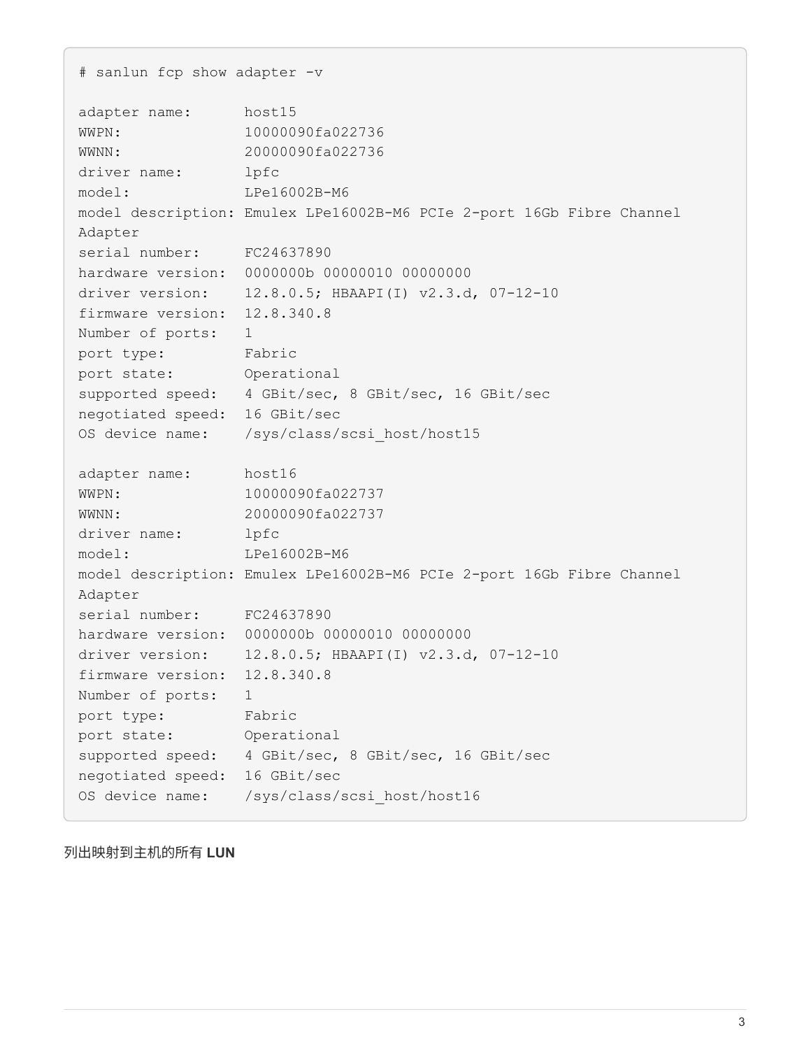```
# sanlun fcp show adapter -v

adapter name:      host15
WWPN:              10000090fa022736
WWNN:              20000090fa022736
driver name:       lpfc
model:             LPe16002B-M6
model description: Emulex LPe16002B-M6 PCIe 2-port 16Gb Fibre Channel
Adapter
serial number:     FC24637890
hardware version:  0000000b 00000010 00000000
driver version:    12.8.0.5; HBAAPI(I) v2.3.d, 07-12-10
firmware version:  12.8.340.8
Number of ports:   1
port type:         Fabric
port state:        Operational
supported speed:   4 GBit/sec, 8 GBit/sec, 16 GBit/sec
negotiated speed:  16 GBit/sec
OS device name:    /sys/class/scsi_host/host15

adapter name:      host16
WWPN:              10000090fa022737
WWNN:              20000090fa022737
driver name:       lpfc
model:             LPe16002B-M6
model description: Emulex LPe16002B-M6 PCIe 2-port 16Gb Fibre Channel
Adapter
serial number:     FC24637890
hardware version:  0000000b 00000010 00000000
driver version:    12.8.0.5; HBAAPI(I) v2.3.d, 07-12-10
firmware version:  12.8.340.8
Number of ports:   1
port type:         Fabric
port state:        Operational
supported speed:   4 GBit/sec, 8 GBit/sec, 16 GBit/sec
negotiated speed:  16 GBit/sec
OS device name:    /sys/class/scsi_host/host16
```

列出映射到主机的所有 **LUN**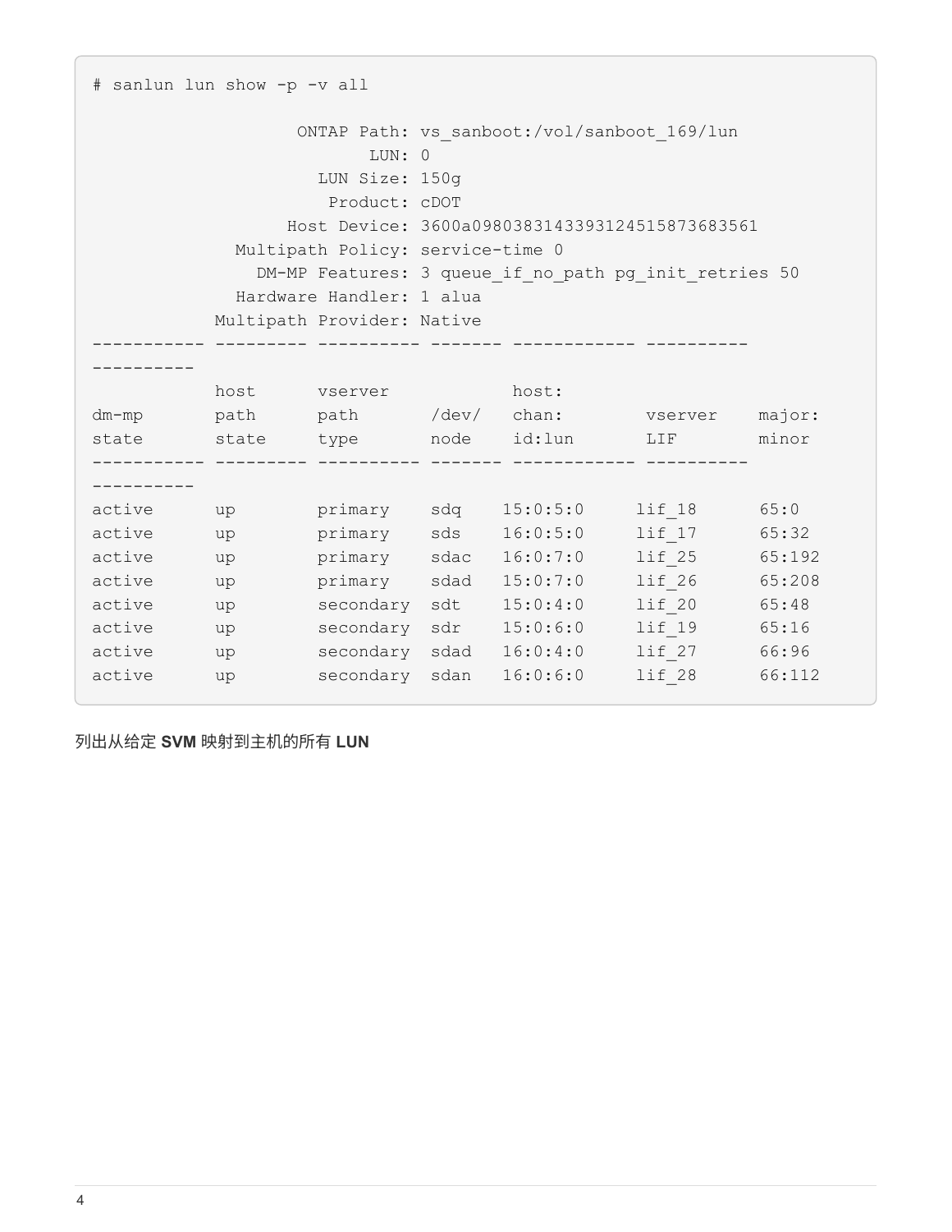```
# sanlun lun show -p -v all

                    ONTAP Path: vs_sanboot:/vol/sanboot_169/lun
                           LUN: 0
                      LUN Size: 150g
                       Product: cDOT
                   Host Device: 3600a0980383143393124515873683561
              Multipath Policy: service-time 0
                DM-MP Features: 3 queue_if_no_path pg_init_retries 50
              Hardware Handler: 1 alua
            Multipath Provider: Native
----------- --------- ---------- ------- ------------ ----------
----------
            host      vserver           host:
dm-mp       path      path       /dev/   chan:        vserver    major:
state       state     type       node    id:lun       LIF        minor
----------- --------- ---------- ------- ------------ ----------
----------
active      up        primary    sdq    15:0:5:0     lif_18      65:0
active      up        primary    sds    16:0:5:0     lif_17      65:32
active      up        primary    sdac   16:0:7:0     lif_25      65:192
active      up        primary    sdad   15:0:7:0     lif_26      65:208
active      up        secondary  sdt    15:0:4:0     lif_20      65:48
active      up        secondary  sdr    15:0:6:0     lif_19      65:16
active      up        secondary  sdad   16:0:4:0     lif_27      66:96
active      up        secondary  sdan   16:0:6:0     lif_28      66:112
```

列出从给定 **SVM** 映射到主机的所有 **LUN**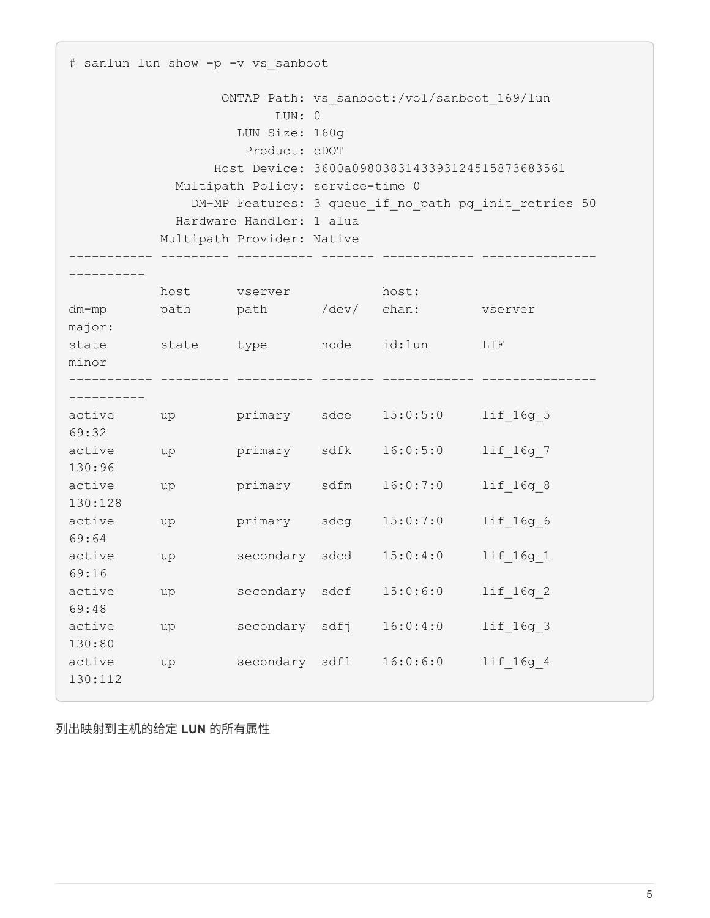```
# sanlun lun show -p -v vs_sanboot

                    ONTAP Path: vs_sanboot:/vol/sanboot_169/lun
                           LUN: 0
                      LUN Size: 160g
                       Product: cDOT
                   Host Device: 3600a0980383143393124515873683561
              Multipath Policy: service-time 0
                 DM-MP Features: 3 queue_if_no_path pg_init_retries 50
              Hardware Handler: 1 alua
            Multipath Provider: Native
----------- --------- ---------- ------- ------------ ---------------
----------
            host      vserver            host:
dm-mp       path      path       /dev/   chan:        vserver
major:
state       state     type       node    id:lun       LIF
minor
----------- --------- ---------- ------- ------------ ---------------
----------
active      up        primary    sdce    15:0:5:0     lif_16g_5
69:32
active      up        primary    sdfk    16:0:5:0     lif_16g_7
130:96
active      up        primary    sdfm    16:0:7:0     lif_16g_8
130:128
active      up        primary    sdcg    15:0:7:0     lif_16g_6
69:64
active      up        secondary  sdcd    15:0:4:0     lif_16g_1
69:16
active      up        secondary  sdcf    15:0:6:0     lif_16g_2
69:48
active      up        secondary  sdfj    16:0:4:0     lif_16g_3
130:80
active      up        secondary  sdfl    16:0:6:0     lif_16g_4
130:112
```

列出映射到主机的给定 **LUN** 的所有属性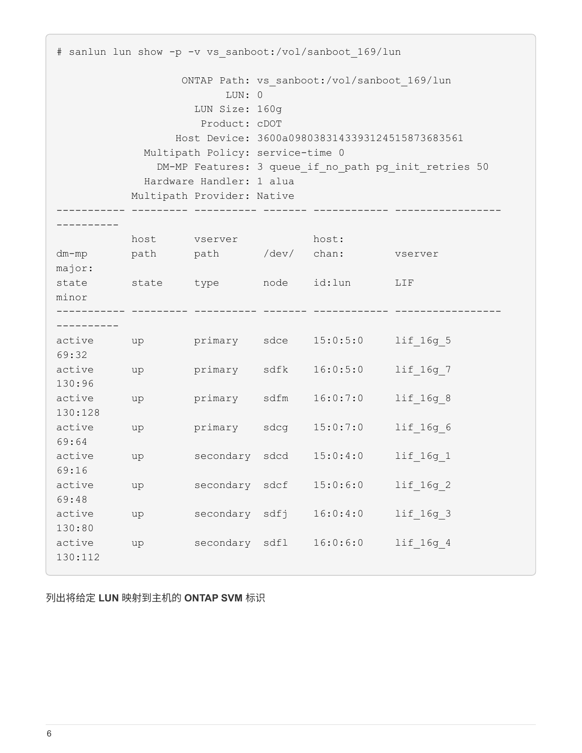```
# sanlun lun show -p -v vs_sanboot:/vol/sanboot_169/lun

                    ONTAP Path: vs_sanboot:/vol/sanboot_169/lun
                           LUN: 0
                      LUN Size: 160g
                       Product: cDOT
                   Host Device: 3600a0980383143393124515873683561
              Multipath Policy: service-time 0
                DM-MP Features: 3 queue_if_no_path pg_init_retries 50
              Hardware Handler: 1 alua
            Multipath Provider: Native
----------- --------- ---------- ------- ------------ -----------------
----------
            host      vserver           host:
dm-mp       path      path       /dev/   chan:        vserver
major:
state       state     type       node    id:lun       LIF
minor
----------- --------- ---------- ------- ------------ -----------------
----------
active      up        primary    sdce    15:0:5:0     lif_16g_5
69:32
active      up        primary    sdfk    16:0:5:0     lif_16g_7
130:96
active      up        primary    sdfm    16:0:7:0     lif_16g_8
130:128
active      up        primary    sdcg    15:0:7:0     lif_16g_6
69:64
active      up        secondary  sdcd    15:0:4:0     lif_16g_1
69:16
active      up        secondary  sdcf    15:0:6:0     lif_16g_2
69:48
active      up        secondary  sdfj    16:0:4:0     lif_16g_3
130:80
active      up        secondary  sdfl    16:0:6:0     lif_16g_4
130:112
```

列出将给定 **LUN** 映射到主机的 **ONTAP SVM** 标识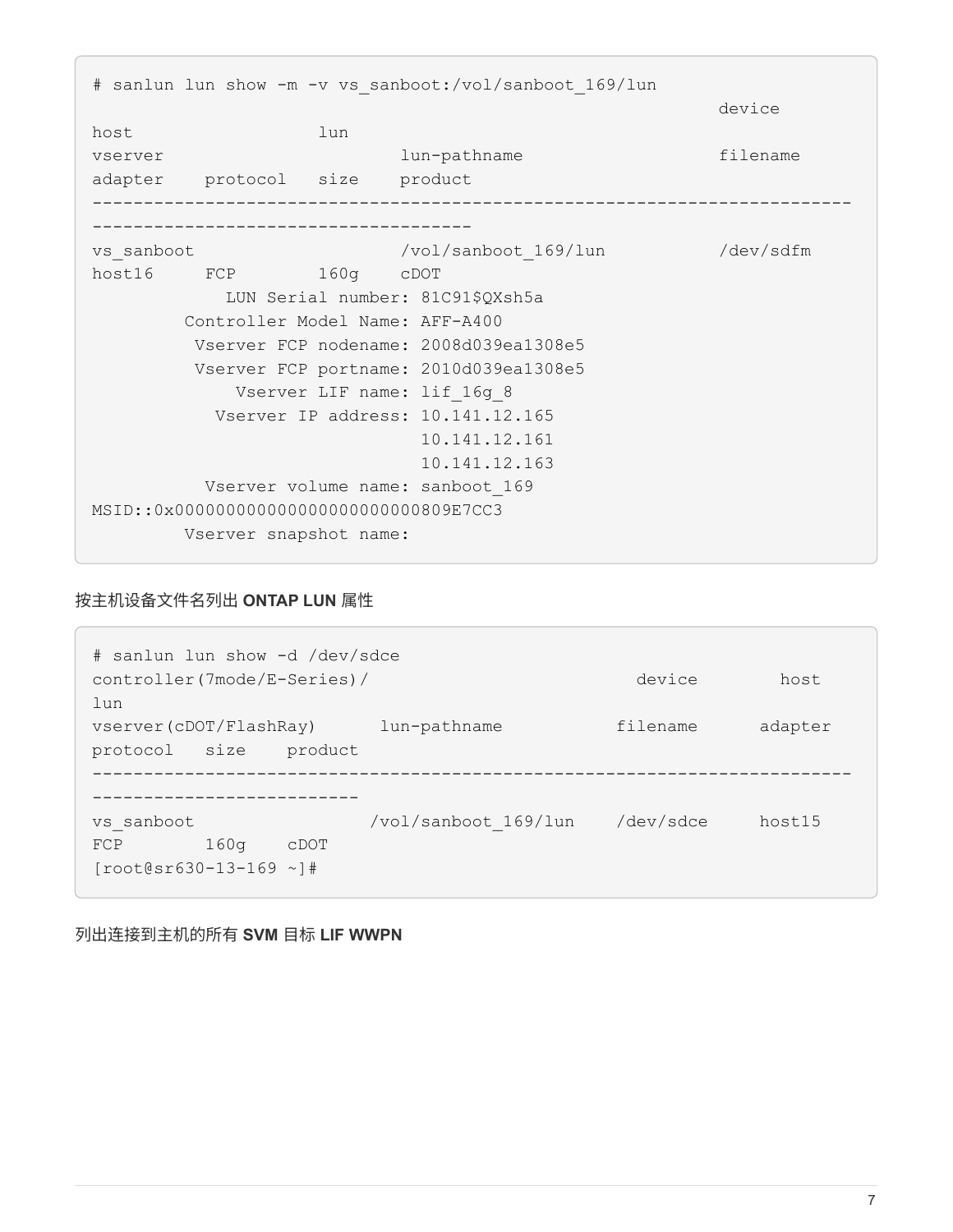```
# sanlun lun show -m -v vs_sanboot:/vol/sanboot_169/lun
                                                               device
host                  lun
vserver                       lun-pathname                     filename
adapter    protocol   size    product
---------------------------------------------------------------------------
-------------------------------------
vs_sanboot                    /vol/sanboot_169/lun             /dev/sdfm
host16     FCP        160g    cDOT
             LUN Serial number: 81C91$QXsh5a
         Controller Model Name: AFF-A400
          Vserver FCP nodename: 2008d039ea1308e5
          Vserver FCP portname: 2010d039ea1308e5
              Vserver LIF name: lif_16g_8
            Vserver IP address: 10.141.12.165
                                10.141.12.161
                                10.141.12.163
           Vserver volume name: sanboot_169
MSID::0x00000000000000000000000809E7CC3
         Vserver snapshot name:
```

按主机设备文件名列出 **ONTAP LUN** 属性

```
# sanlun lun show -d /dev/sdce
controller(7mode/E-Series)/                            device        host
lun
vserver(cDOT/FlashRay)      lun-pathname           filename      adapter
protocol   size    product
---------------------------------------------------------------------------
--------------------------
vs_sanboot                 /vol/sanboot_169/lun    /dev/sdce     host15
FCP        160g    cDOT
[root@sr630-13-169 ~]#
```

列出连接到主机的所有 **SVM** 目标 **LIF WWPN**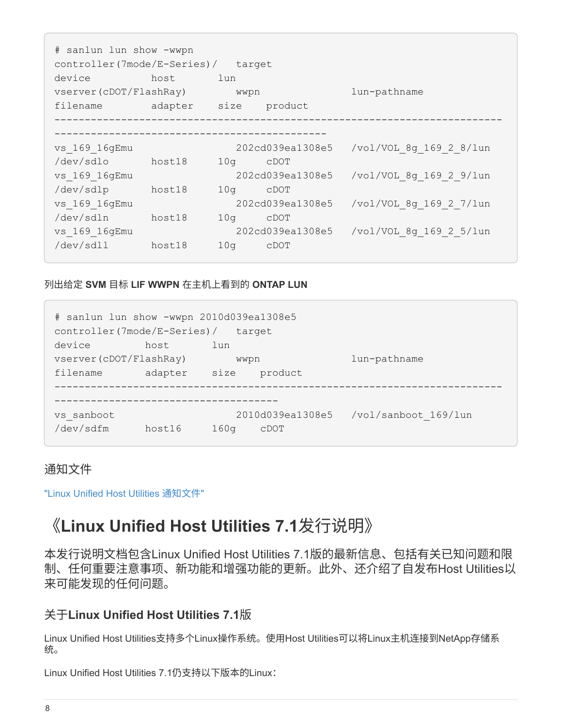```
# sanlun lun show -wwpn
controller(7mode/E-Series)/   target
device          host       lun
vserver(cDOT/FlashRay)        wwpn                lun-pathname
filename        adapter    size    product
---------------------------------------------------------------------------
---------------------------------------------
vs_169_16gEmu                 202cd039ea1308e5   /vol/VOL_8g_169_2_8/lun
/dev/sdlo       host18     10g     cDOT
vs_169_16gEmu                 202cd039ea1308e5   /vol/VOL_8g_169_2_9/lun
/dev/sdlp       host18     10g     cDOT
vs_169_16gEmu                 202cd039ea1308e5   /vol/VOL_8g_169_2_7/lun
/dev/sdln       host18     10g     cDOT
vs_169_16gEmu                 202cd039ea1308e5   /vol/VOL_8g_169_2_5/lun
/dev/sdll       host18     10g     cDOT
```

列出给定 **SVM** 目标 **LIF WWPN** 在主机上看到的 **ONTAP LUN**

```
# sanlun lun show -wwpn 2010d039ea1308e5
controller(7mode/E-Series)/   target
device         host       lun
vserver(cDOT/FlashRay)        wwpn                lun-pathname
filename       adapter    size    product
---------------------------------------------------------------------------
-------------------------------------
vs_sanboot                    2010d039ea1308e5   /vol/sanboot_169/lun
/dev/sdfm      host16     160g    cDOT
```

### 通知文件

"Linux Unified Host Utilities 通知文件"

# 《Linux Unified Host Utilities 7.1发行说明》

本发行说明文档包含Linux Unified Host Utilities 7.1版的最新信息、包括有关已知问题和限制、任何重要注意事项、新功能和增强功能的更新。此外、还介绍了自发布Host Utilities以来可能发现的任何问题。

## 关于**Linux Unified Host Utilities 7.1**版

Linux Unified Host Utilities支持多个Linux操作系统。使用Host Utilities可以将Linux主机连接到NetApp存储系统。

Linux Unified Host Utilities 7.1仍支持以下版本的Linux：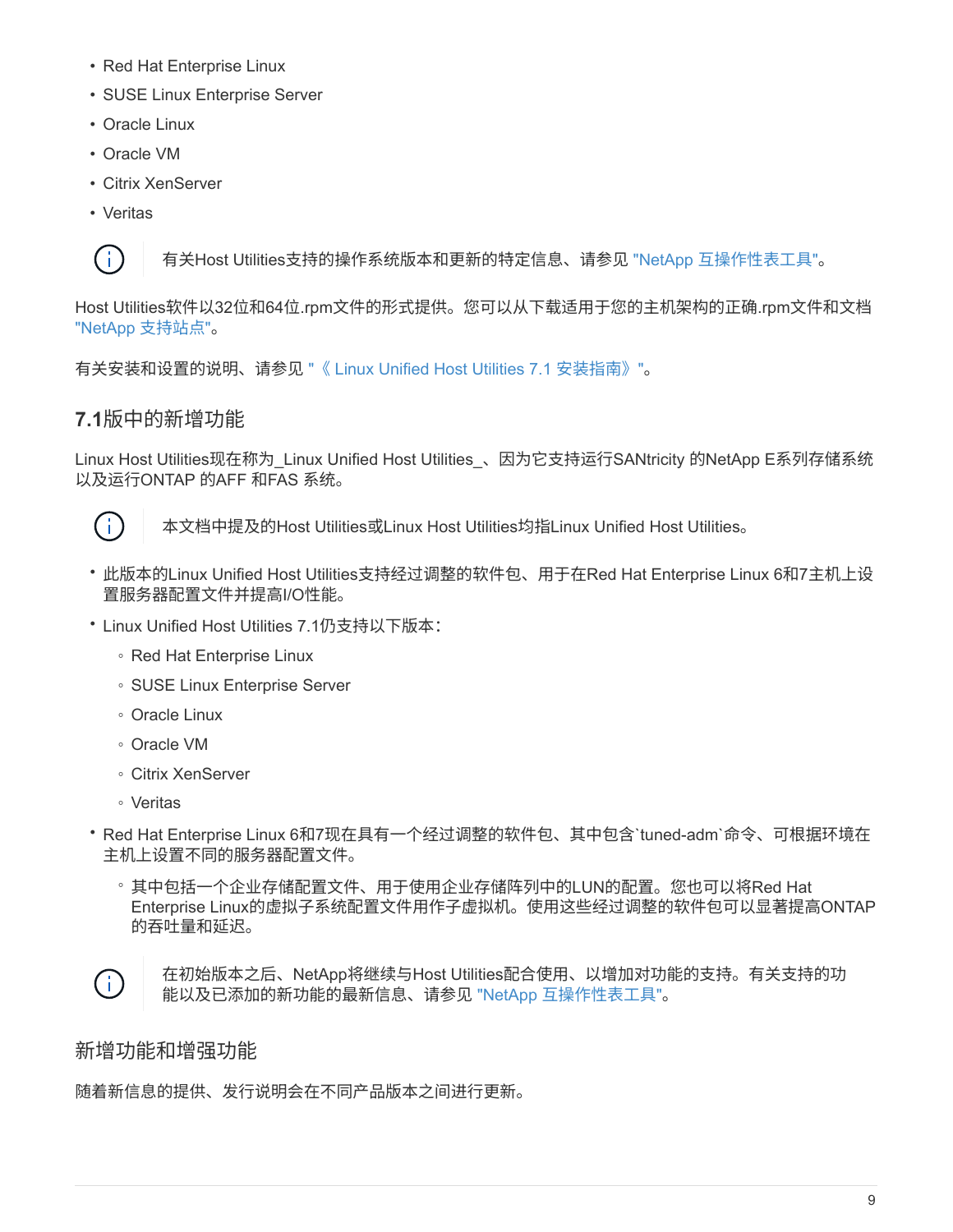- Red Hat Enterprise Linux
- SUSE Linux Enterprise Server
- Oracle Linux
- Oracle VM
- Citrix XenServer
- Veritas

> ⓘ 有关Host Utilities支持的操作系统版本和更新的特定信息、请参见 "NetApp 互操作性表工具"。

Host Utilities软件以32位和64位.rpm文件的形式提供。您可以从下载适用于您的主机架构的正确.rpm文件和文档 "NetApp 支持站点"。

有关安装和设置的说明、请参见 "《 Linux Unified Host Utilities 7.1 安装指南》 "。

## 7.1版中的新增功能

Linux Host Utilities现在称为_Linux Unified Host Utilities_、因为它支持运行SANtricity 的NetApp E系列存储系统以及运行ONTAP 的AFF 和FAS 系统。

> ⓘ 本文档中提及的Host Utilities或Linux Host Utilities均指Linux Unified Host Utilities。

- 此版本的Linux Unified Host Utilities支持经过调整的软件包、用于在Red Hat Enterprise Linux 6和7主机上设置服务器配置文件并提高I/O性能。
- Linux Unified Host Utilities 7.1仍支持以下版本：
  - Red Hat Enterprise Linux
  - SUSE Linux Enterprise Server
  - Oracle Linux
  - Oracle VM
  - Citrix XenServer
  - Veritas
- Red Hat Enterprise Linux 6和7现在具有一个经过调整的软件包、其中包含`tuned-adm`命令、可根据环境在主机上设置不同的服务器配置文件。
  - 其中包括一个企业存储配置文件、用于使用企业存储阵列中的LUN的配置。您也可以将Red Hat Enterprise Linux的虚拟子系统配置文件用作子虚拟机。使用这些经过调整的软件包可以显著提高ONTAP 的吞吐量和延迟。

> ⓘ 在初始版本之后、NetApp将继续与Host Utilities配合使用、以增加对功能的支持。有关支持的功能以及已添加的新功能的最新信息、请参见 "NetApp 互操作性表工具"。

## 新增功能和增强功能

随着新信息的提供、发行说明会在不同产品版本之间进行更新。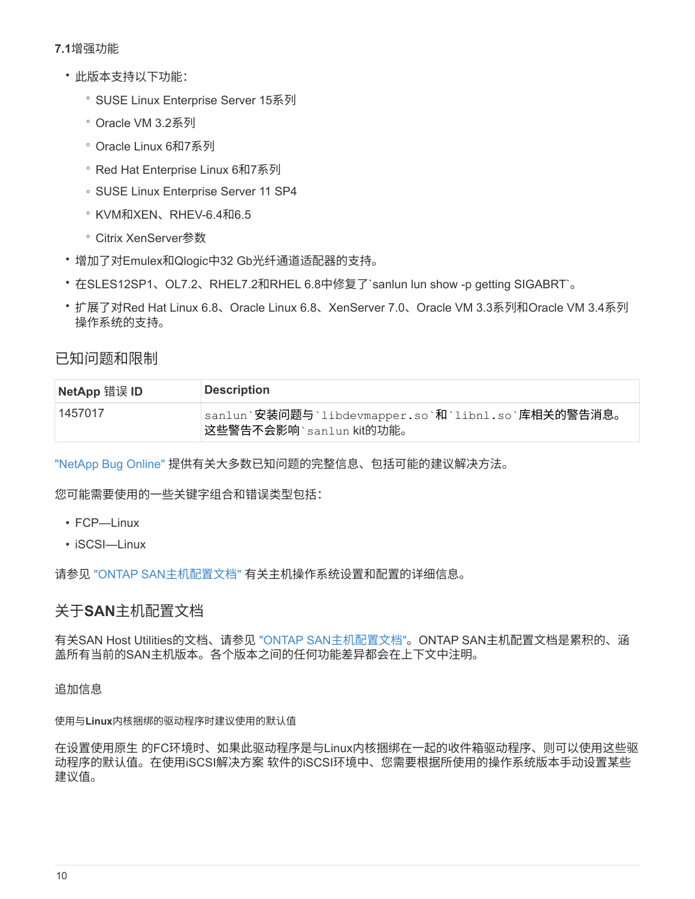#### 7.1增强功能

- 此版本支持以下功能：
  - SUSE Linux Enterprise Server 15系列
  - Oracle VM 3.2系列
  - Oracle Linux 6和7系列
  - Red Hat Enterprise Linux 6和7系列
  - SUSE Linux Enterprise Server 11 SP4
  - KVM和XEN、RHEV-6.4和6.5
  - Citrix XenServer参数
- 增加了对Emulex和Qlogic中32 Gb光纤通道适配器的支持。
- 在SLES12SP1、OL7.2、RHEL7.2和RHEL 6.8中修复了`sanlun lun show -p getting SIGABRT`。
- 扩展了对Red Hat Linux 6.8、Oracle Linux 6.8、XenServer 7.0、Oracle VM 3.3系列和Oracle VM 3.4系列操作系统的支持。

## 已知问题和限制

| NetApp 错误 ID | Description |
| --- | --- |
| 1457017 | `sanlun`安装问题与`libdevmapper.so`和`libnl.so`库相关的警告消息。这些警告不会影响`sanlun` kit的功能。 |

"NetApp Bug Online" 提供有关大多数已知问题的完整信息、包括可能的建议解决方法。

您可能需要使用的一些关键字组合和错误类型包括：

- FCP—Linux
- iSCSI—Linux

请参见 "ONTAP SAN主机配置文档" 有关主机操作系统设置和配置的详细信息。

## 关于SAN主机配置文档

有关SAN Host Utilities的文档、请参见 "ONTAP SAN主机配置文档"。ONTAP SAN主机配置文档是累积的、涵盖所有当前的SAN主机版本。各个版本之间的任何功能差异都会在上下文中注明。

### 追加信息

###### 使用与Linux内核捆绑的驱动程序时建议使用的默认值

在设置使用原生 的FC环境时、如果此驱动程序是与Linux内核捆绑在一起的收件箱驱动程序、则可以使用这些驱动程序的默认值。在使用iSCSI解决方案 软件的iSCSI环境中、您需要根据所使用的操作系统版本手动设置某些建议值。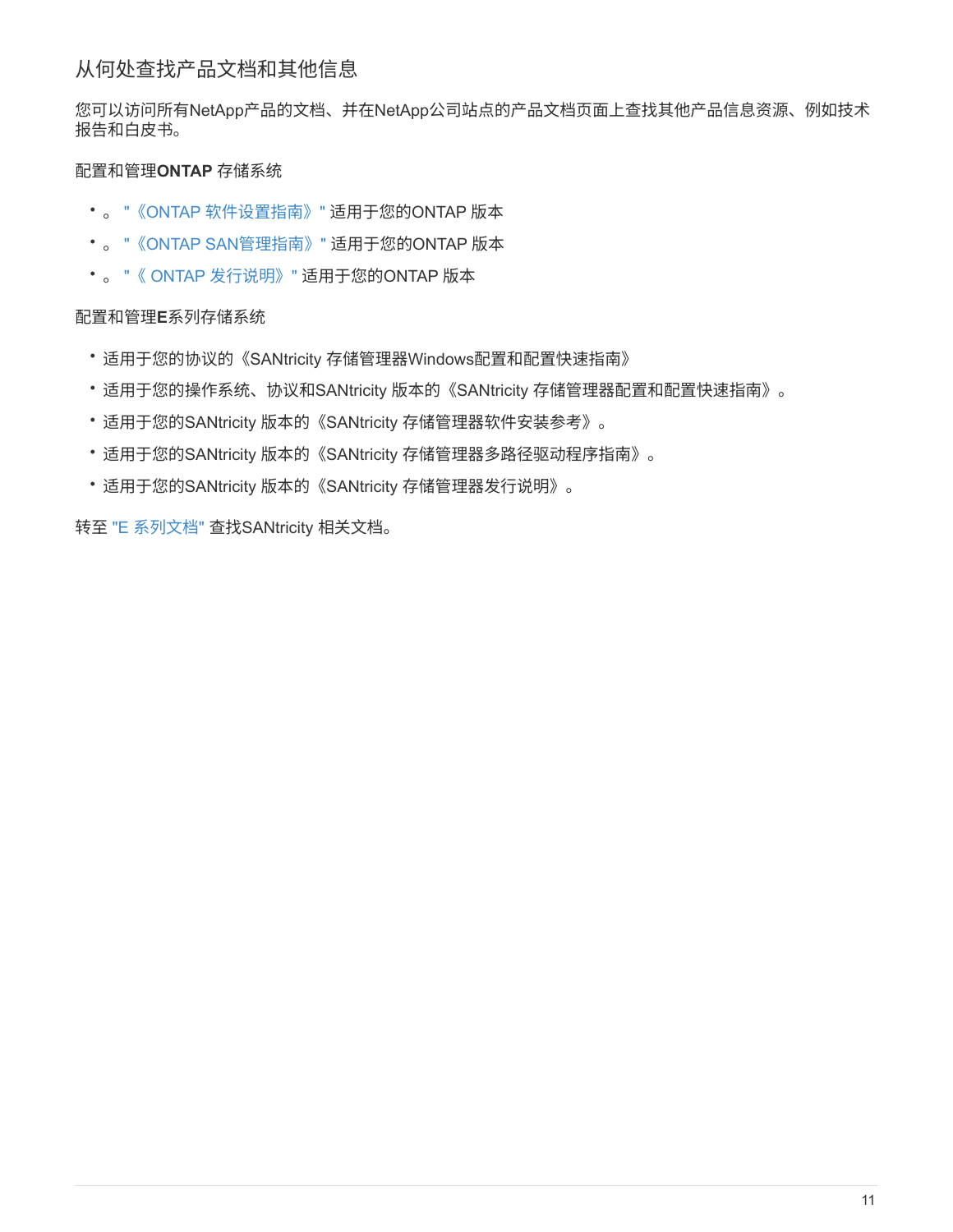## 从何处查找产品文档和其他信息

您可以访问所有NetApp产品的文档、并在NetApp公司站点的产品文档页面上查找其他产品信息资源、例如技术报告和白皮书。

配置和管理**ONTAP** 存储系统

- 。 "《ONTAP 软件设置指南》" 适用于您的ONTAP 版本
- 。 "《ONTAP SAN管理指南》" 适用于您的ONTAP 版本
- 。 "《 ONTAP 发行说明》" 适用于您的ONTAP 版本

配置和管理**E**系列存储系统

- 适用于您的协议的《SANtricity 存储管理器Windows配置和配置快速指南》
- 适用于您的操作系统、协议和SANtricity 版本的《SANtricity 存储管理器配置和配置快速指南》。
- 适用于您的SANtricity 版本的《SANtricity 存储管理器软件安装参考》。
- 适用于您的SANtricity 版本的《SANtricity 存储管理器多路径驱动程序指南》。
- 适用于您的SANtricity 版本的《SANtricity 存储管理器发行说明》。

转至 "E 系列文档" 查找SANtricity 相关文档。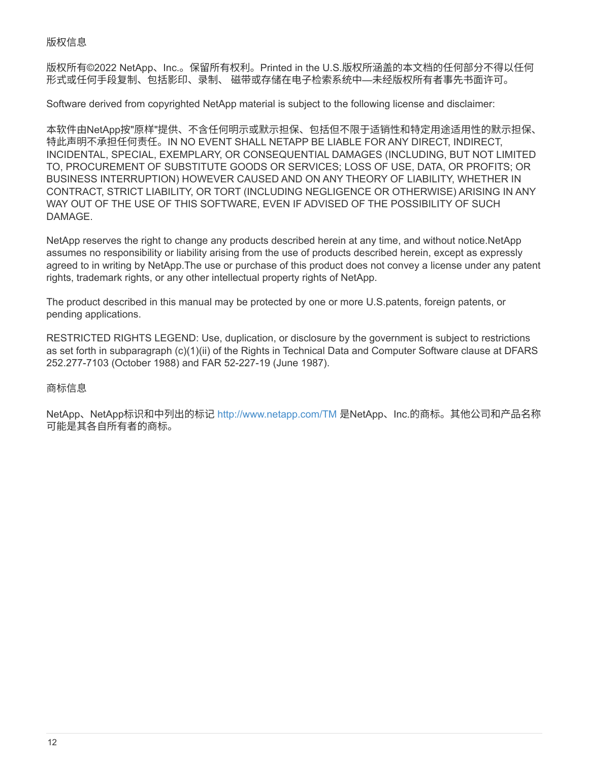版权信息

版权所有©2022 NetApp、Inc.。保留所有权利。Printed in the U.S.版权所涵盖的本文档的任何部分不得以任何形式或任何手段复制、包括影印、录制、 磁带或存储在电子检索系统中—未经版权所有者事先书面许可。

Software derived from copyrighted NetApp material is subject to the following license and disclaimer:

本软件由NetApp按"原样"提供、不含任何明示或默示担保、包括但不限于适销性和特定用途适用性的默示担保、特此声明不承担任何责任。IN NO EVENT SHALL NETAPP BE LIABLE FOR ANY DIRECT, INDIRECT, INCIDENTAL, SPECIAL, EXEMPLARY, OR CONSEQUENTIAL DAMAGES (INCLUDING, BUT NOT LIMITED TO, PROCUREMENT OF SUBSTITUTE GOODS OR SERVICES; LOSS OF USE, DATA, OR PROFITS; OR BUSINESS INTERRUPTION) HOWEVER CAUSED AND ON ANY THEORY OF LIABILITY, WHETHER IN CONTRACT, STRICT LIABILITY, OR TORT (INCLUDING NEGLIGENCE OR OTHERWISE) ARISING IN ANY WAY OUT OF THE USE OF THIS SOFTWARE, EVEN IF ADVISED OF THE POSSIBILITY OF SUCH DAMAGE.

NetApp reserves the right to change any products described herein at any time, and without notice.NetApp assumes no responsibility or liability arising from the use of products described herein, except as expressly agreed to in writing by NetApp.The use or purchase of this product does not convey a license under any patent rights, trademark rights, or any other intellectual property rights of NetApp.

The product described in this manual may be protected by one or more U.S.patents, foreign patents, or pending applications.

RESTRICTED RIGHTS LEGEND: Use, duplication, or disclosure by the government is subject to restrictions as set forth in subparagraph (c)(1)(ii) of the Rights in Technical Data and Computer Software clause at DFARS 252.277-7103 (October 1988) and FAR 52-227-19 (June 1987).

商标信息

NetApp、NetApp标识和中列出的标记 http://www.netapp.com/TM 是NetApp、Inc.的商标。其他公司和产品名称可能是其各自所有者的商标。